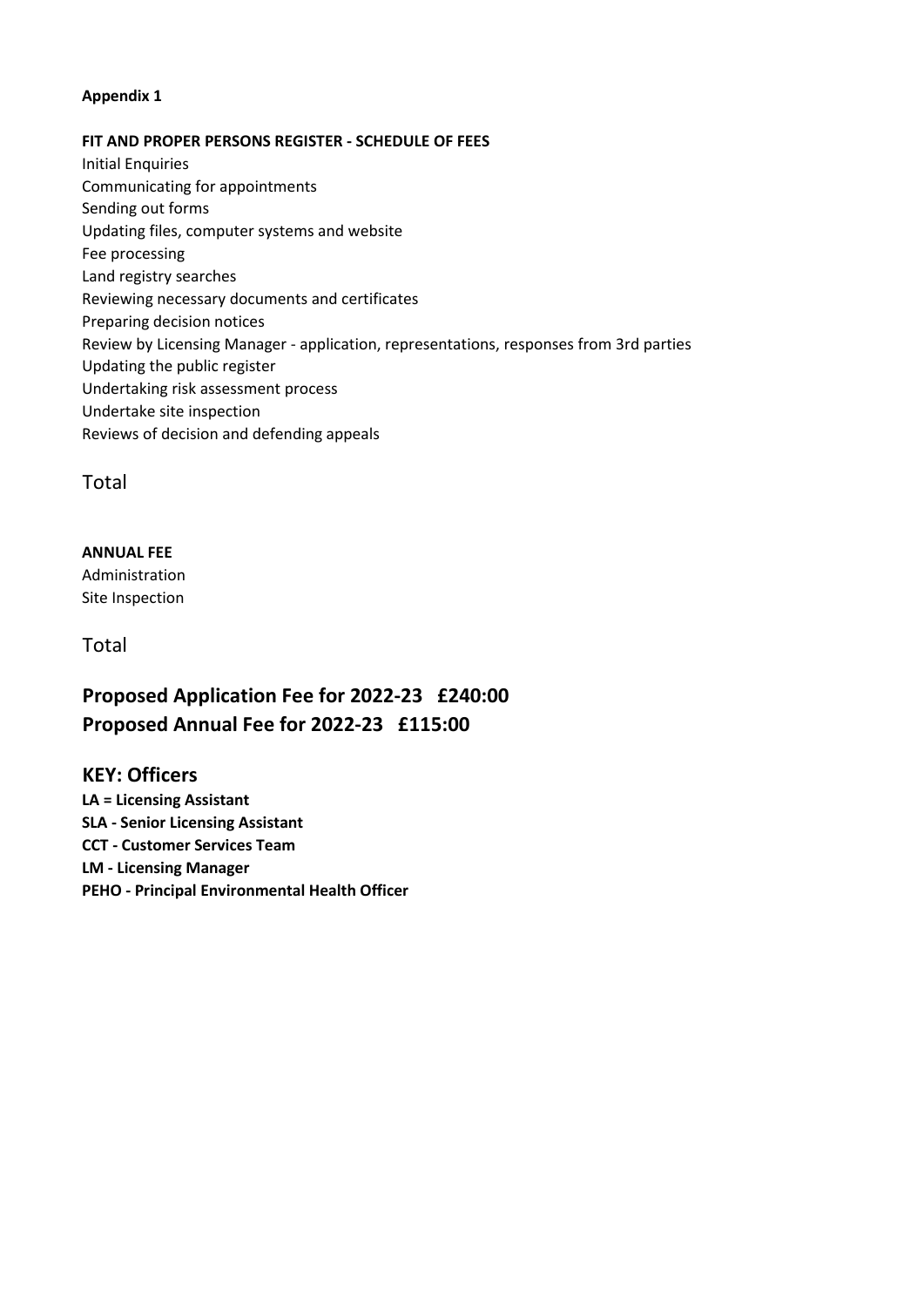**Appendix 1**

**FIT AND PROPER PERSONS REGISTER - SCHEDULE OF FEES**

Initial Enquiries
Communicating for appointments
Sending out forms
Updating files, computer systems and website
Fee processing
Land registry searches
Reviewing necessary documents and certificates
Preparing decision notices
Review by Licensing Manager - application, representations, responses from 3rd parties
Updating the public register
Undertaking risk assessment process
Undertake site inspection
Reviews of decision and defending appeals

Total

**ANNUAL FEE**

Administration
Site Inspection

Total

## Proposed Application Fee for 2022-23 £240:00

## Proposed Annual Fee for 2022-23 £115:00

## KEY: Officers

**LA = Licensing Assistant**
**SLA - Senior Licensing Assistant**
**CCT - Customer Services Team**
**LM - Licensing Manager**
**PEHO - Principal Environmental Health Officer**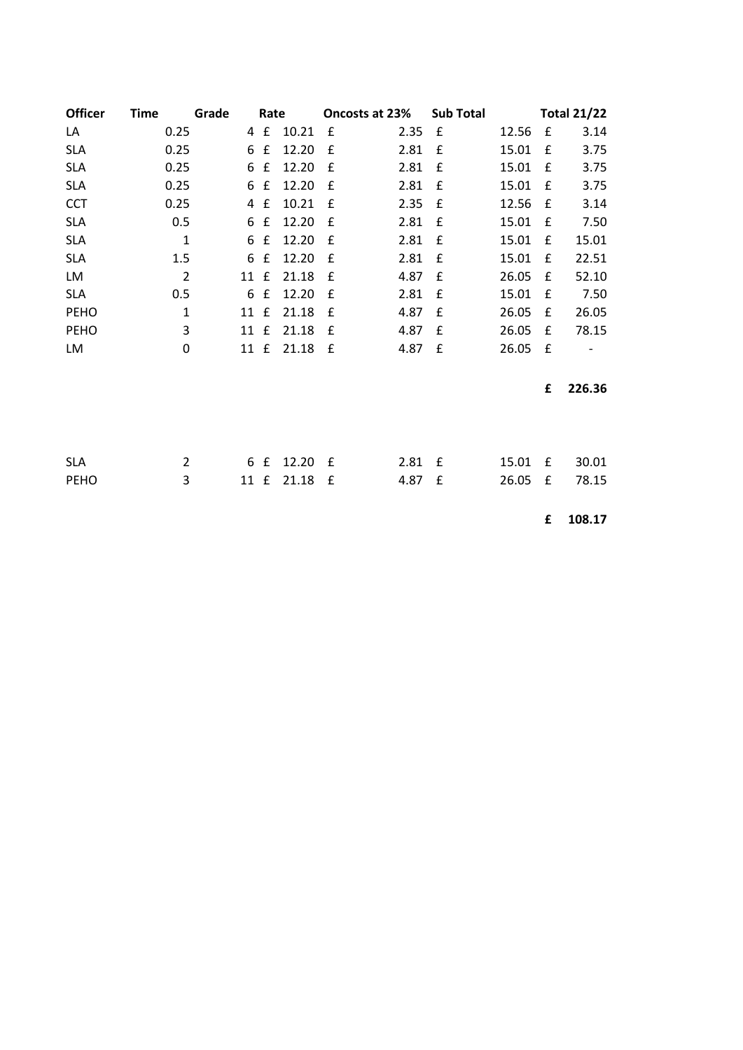| Officer | Time | Grade | Rate | Oncosts at 23% | Sub Total | Total 21/22 |
|---|---|---|---|---|---|---|
| LA | 0.25 | 4 | £ 10.21 | £ 2.35 | £ 12.56 | £ 3.14 |
| SLA | 0.25 | 6 | £ 12.20 | £ 2.81 | £ 15.01 | £ 3.75 |
| SLA | 0.25 | 6 | £ 12.20 | £ 2.81 | £ 15.01 | £ 3.75 |
| SLA | 0.25 | 6 | £ 12.20 | £ 2.81 | £ 15.01 | £ 3.75 |
| CCT | 0.25 | 4 | £ 10.21 | £ 2.35 | £ 12.56 | £ 3.14 |
| SLA | 0.5 | 6 | £ 12.20 | £ 2.81 | £ 15.01 | £ 7.50 |
| SLA | 1 | 6 | £ 12.20 | £ 2.81 | £ 15.01 | £ 15.01 |
| SLA | 1.5 | 6 | £ 12.20 | £ 2.81 | £ 15.01 | £ 22.51 |
| LM | 2 | 11 | £ 21.18 | £ 4.87 | £ 26.05 | £ 52.10 |
| SLA | 0.5 | 6 | £ 12.20 | £ 2.81 | £ 15.01 | £ 7.50 |
| PEHO | 1 | 11 | £ 21.18 | £ 4.87 | £ 26.05 | £ 26.05 |
| PEHO | 3 | 11 | £ 21.18 | £ 4.87 | £ 26.05 | £ 78.15 |
| LM | 0 | 11 | £ 21.18 | £ 4.87 | £ 26.05 | £ - |
| | | | | | | **£ 226.36** |

| Officer | Time | Grade | Rate | Oncosts at 23% | Sub Total | Total 21/22 |
|---|---|---|---|---|---|---|
| SLA | 2 | 6 | £ 12.20 | £ 2.81 | £ 15.01 | £ 30.01 |
| PEHO | 3 | 11 | £ 21.18 | £ 4.87 | £ 26.05 | £ 78.15 |
| | | | | | | **£ 108.17** |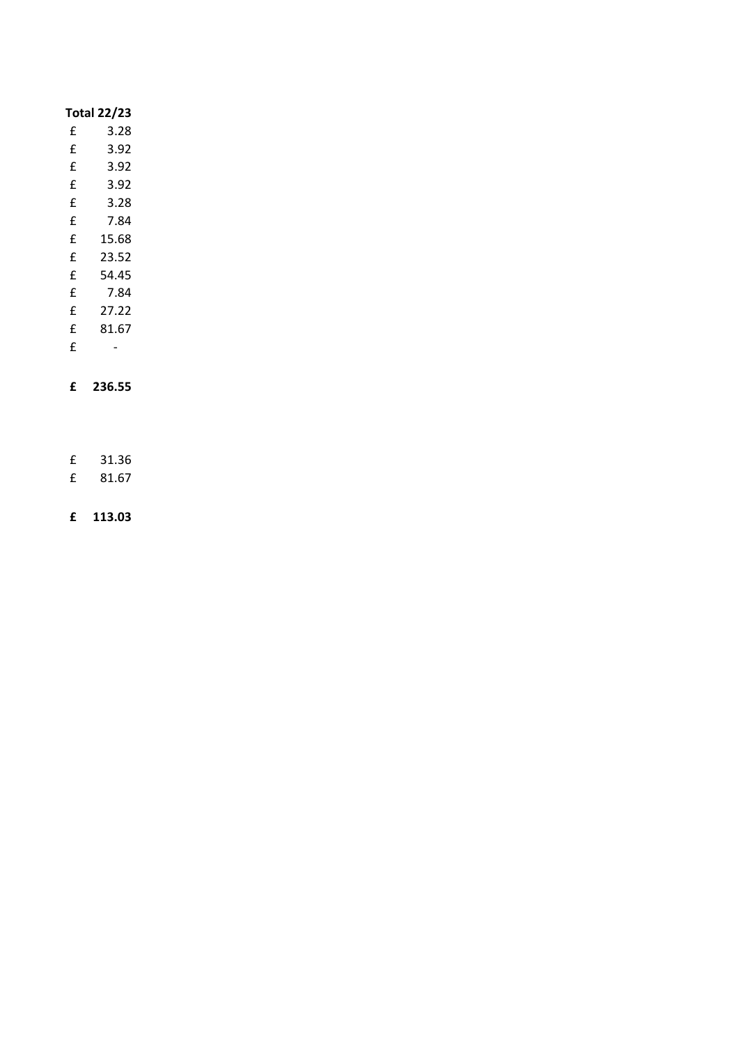| Total 22/23 |
| --- |
| £ 3.28 |
| £ 3.92 |
| £ 3.92 |
| £ 3.92 |
| £ 3.28 |
| £ 7.84 |
| £ 15.68 |
| £ 23.52 |
| £ 54.45 |
| £ 7.84 |
| £ 27.22 |
| £ 81.67 |
| £ - |
| |
| **£ 236.55** |
| |
| |
| |
| £ 31.36 |
| £ 81.67 |
| |
| **£ 113.03** |